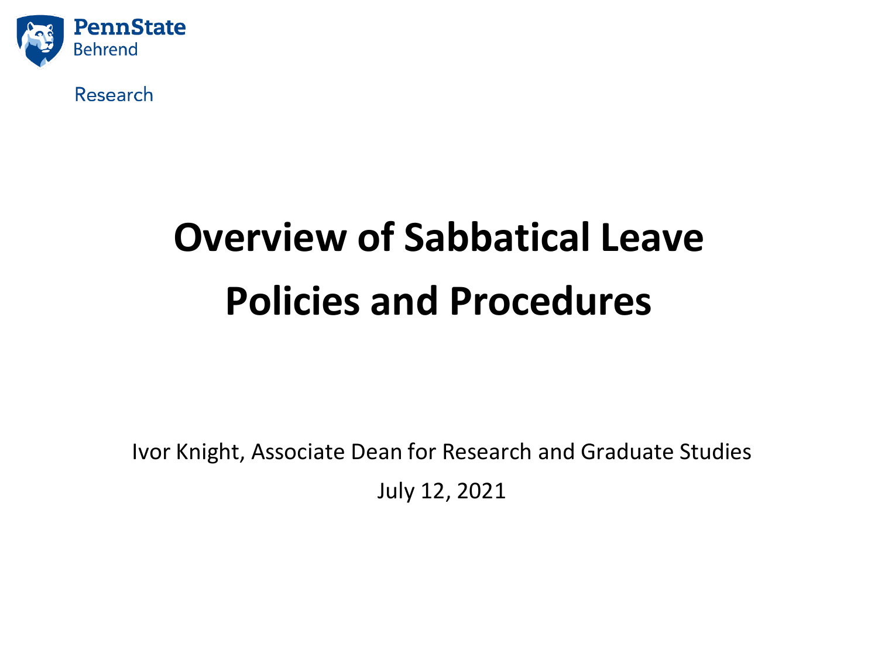PennState Behrend

Research

# Overview of Sabbatical Leave Policies and Procedures

Ivor Knight, Associate Dean for Research and Graduate Studies

July 12, 2021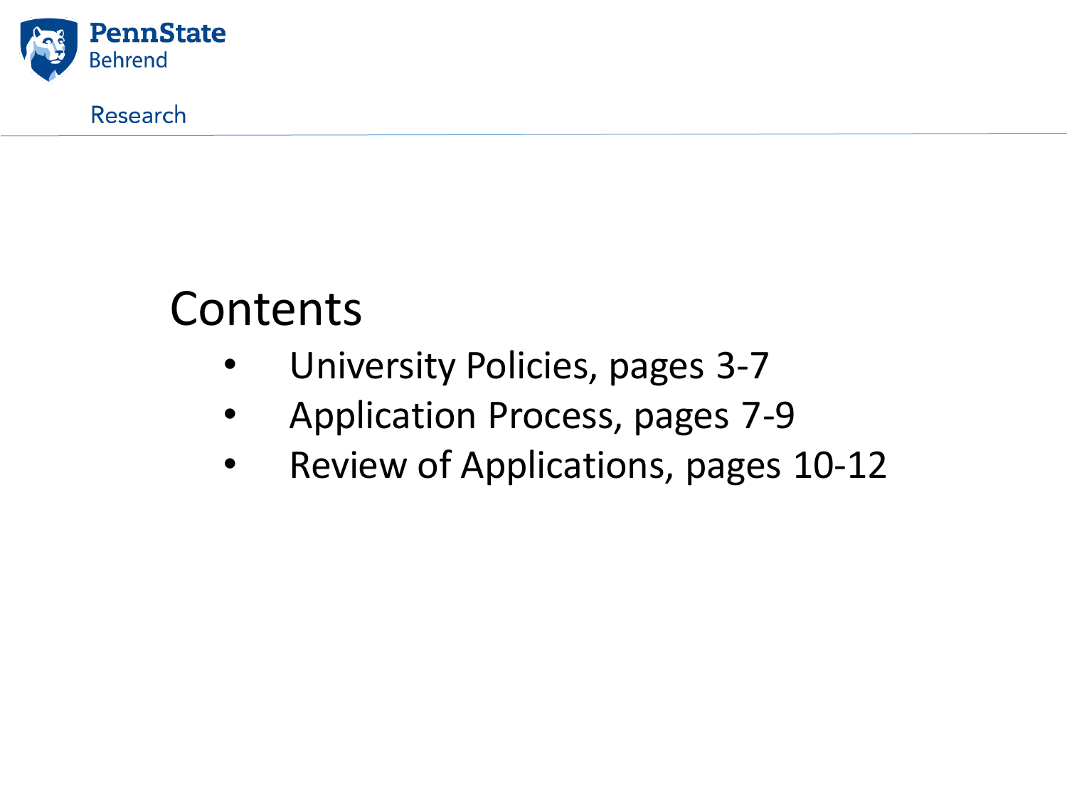# Contents

- University Policies, pages 3-7
- Application Process, pages 7-9
- Review of Applications, pages 10-12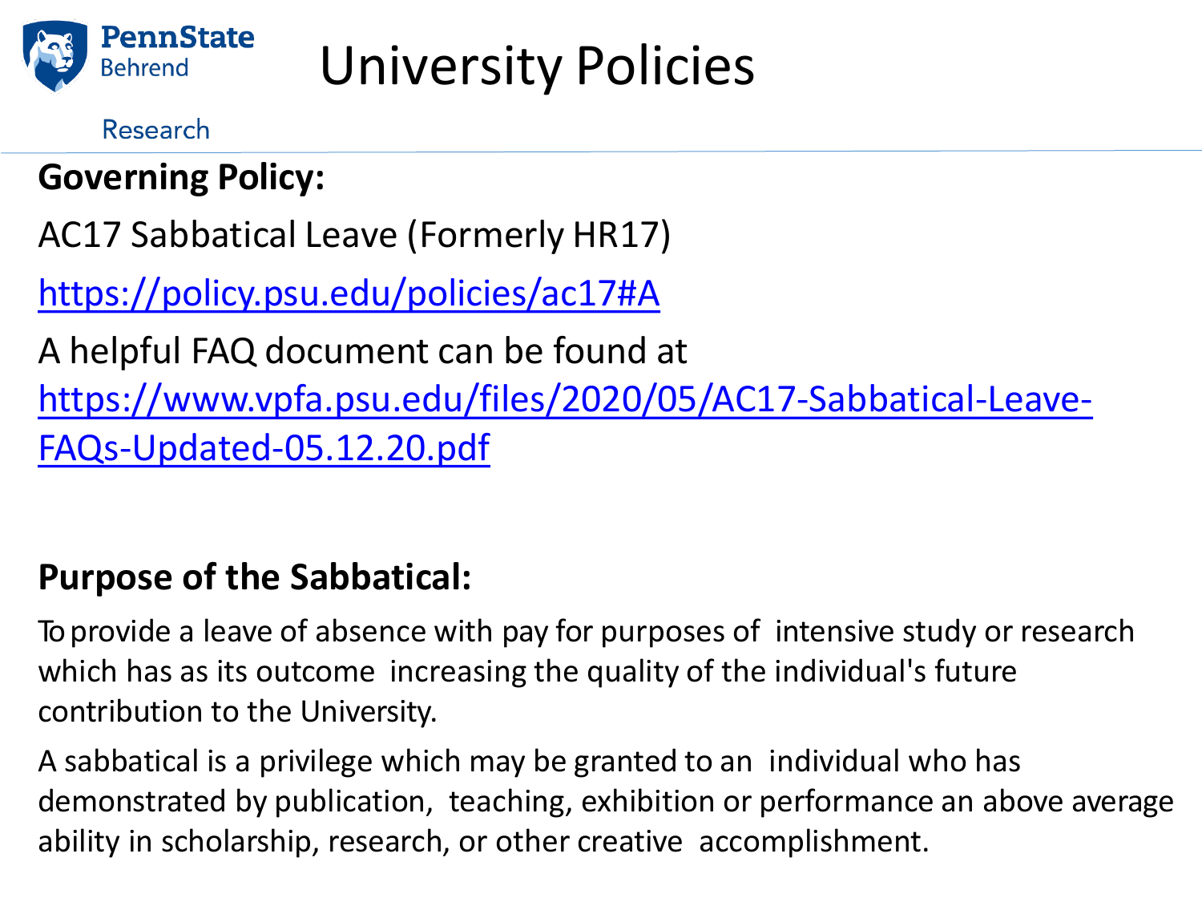# University Policies

Research

**Governing Policy:**

AC17 Sabbatical Leave (Formerly HR17)

https://policy.psu.edu/policies/ac17#A

A helpful FAQ document can be found at https://www.vpfa.psu.edu/files/2020/05/AC17-Sabbatical-Leave-FAQs-Updated-05.12.20.pdf

**Purpose of the Sabbatical:**

To provide a leave of absence with pay for purposes of intensive study or research which has as its outcome increasing the quality of the individual's future contribution to the University.

A sabbatical is a privilege which may be granted to an individual who has demonstrated by publication, teaching, exhibition or performance an above average ability in scholarship, research, or other creative accomplishment.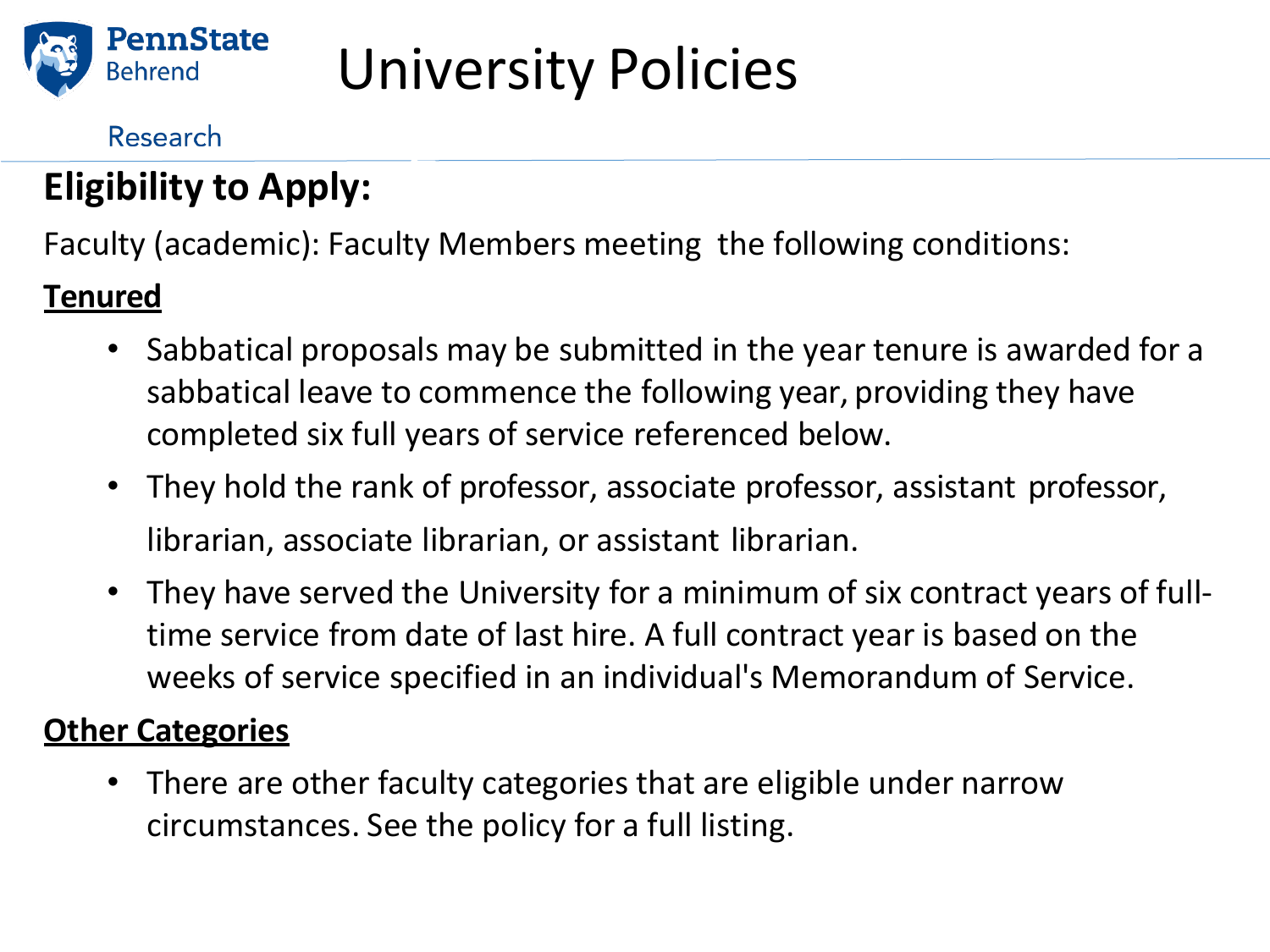# University Policies

Research

## Eligibility to Apply:

Faculty (academic): Faculty Members meeting the following conditions:

**Tenured**

- Sabbatical proposals may be submitted in the year tenure is awarded for a sabbatical leave to commence the following year, providing they have completed six full years of service referenced below.
- They hold the rank of professor, associate professor, assistant professor, librarian, associate librarian, or assistant librarian.
- They have served the University for a minimum of six contract years of full-time service from date of last hire. A full contract year is based on the weeks of service specified in an individual's Memorandum of Service.

**Other Categories**

- There are other faculty categories that are eligible under narrow circumstances. See the policy for a full listing.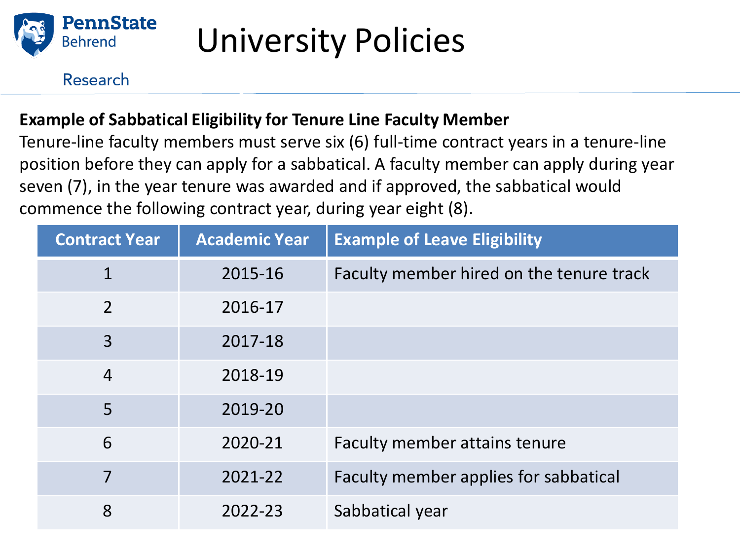# University Policies

Research

**Example of Sabbatical Eligibility for Tenure Line Faculty Member**

Tenure-line faculty members must serve six (6) full-time contract years in a tenure-line position before they can apply for a sabbatical. A faculty member can apply during year seven (7), in the year tenure was awarded and if approved, the sabbatical would commence the following contract year, during year eight (8).

| Contract Year | Academic Year | Example of Leave Eligibility |
|---|---|---|
| 1 | 2015-16 | Faculty member hired on the tenure track |
| 2 | 2016-17 | |
| 3 | 2017-18 | |
| 4 | 2018-19 | |
| 5 | 2019-20 | |
| 6 | 2020-21 | Faculty member attains tenure |
| 7 | 2021-22 | Faculty member applies for sabbatical |
| 8 | 2022-23 | Sabbatical year |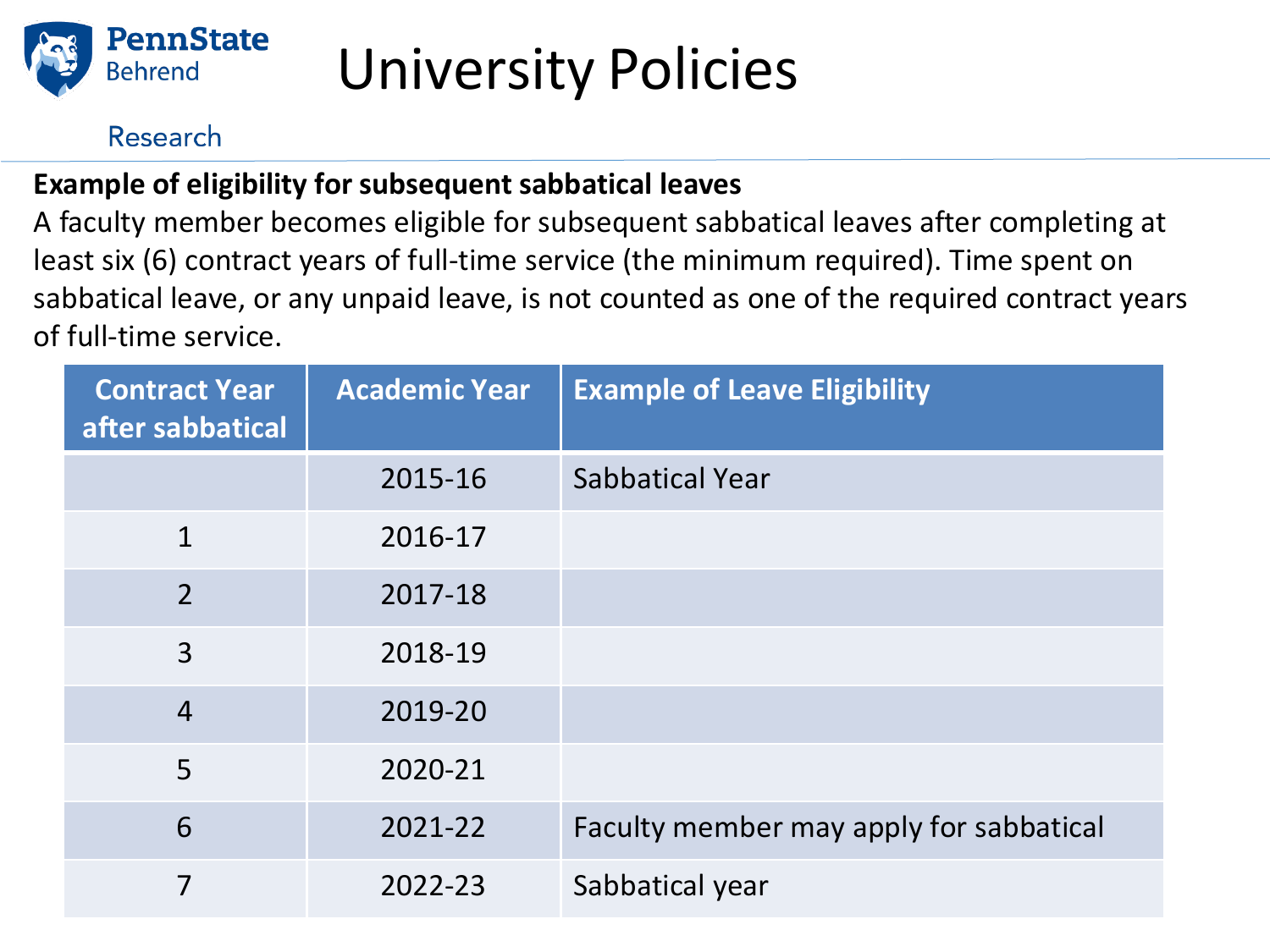# University Policies

Research

**Example of eligibility for subsequent sabbatical leaves**

A faculty member becomes eligible for subsequent sabbatical leaves after completing at least six (6) contract years of full-time service (the minimum required). Time spent on sabbatical leave, or any unpaid leave, is not counted as one of the required contract years of full-time service.

| Contract Year after sabbatical | Academic Year | Example of Leave Eligibility |
|---|---|---|
| | 2015-16 | Sabbatical Year |
| 1 | 2016-17 | |
| 2 | 2017-18 | |
| 3 | 2018-19 | |
| 4 | 2019-20 | |
| 5 | 2020-21 | |
| 6 | 2021-22 | Faculty member may apply for sabbatical |
| 7 | 2022-23 | Sabbatical year |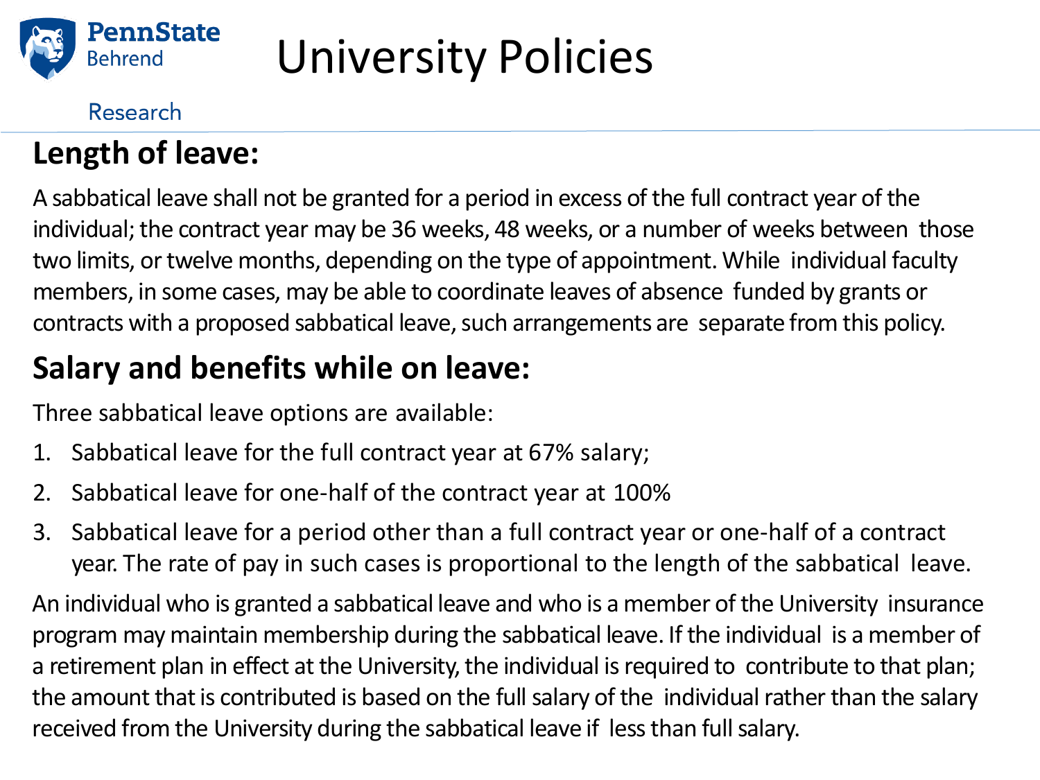# University Policies

Research

## Length of leave:

A sabbatical leave shall not be granted for a period in excess of the full contract year of the individual; the contract year may be 36 weeks, 48 weeks, or a number of weeks between those two limits, or twelve months, depending on the type of appointment. While individual faculty members, in some cases, may be able to coordinate leaves of absence funded by grants or contracts with a proposed sabbatical leave, such arrangements are separate from this policy.

## Salary and benefits while on leave:

Three sabbatical leave options are available:

1. Sabbatical leave for the full contract year at 67% salary;
2. Sabbatical leave for one-half of the contract year at 100%
3. Sabbatical leave for a period other than a full contract year or one-half of a contract year. The rate of pay in such cases is proportional to the length of the sabbatical leave.

An individual who is granted a sabbatical leave and who is a member of the University insurance program may maintain membership during the sabbatical leave. If the individual is a member of a retirement plan in effect at the University, the individual is required to contribute to that plan; the amount that is contributed is based on the full salary of the individual rather than the salary received from the University during the sabbatical leave if less than full salary.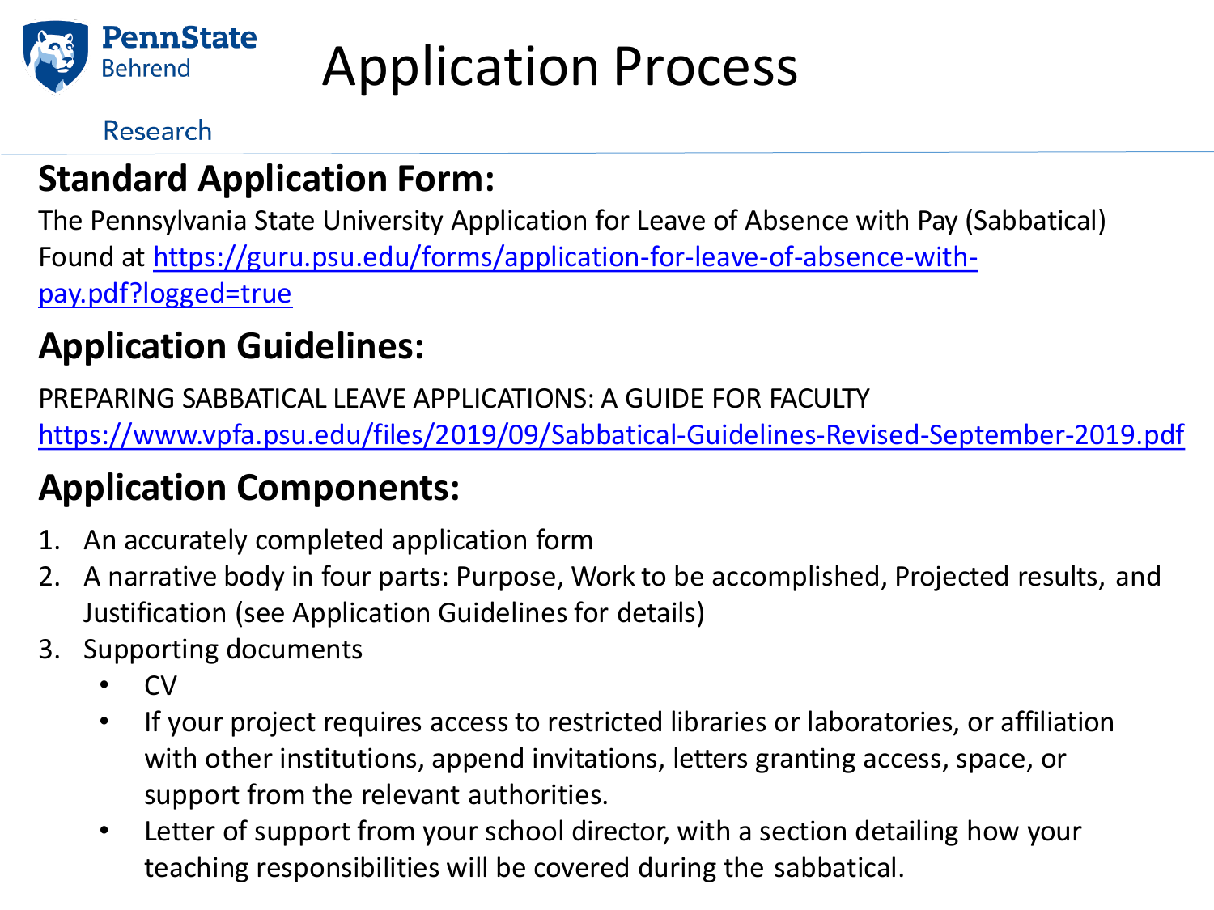# Application Process

## Standard Application Form:

The Pennsylvania State University Application for Leave of Absence with Pay (Sabbatical) Found at https://guru.psu.edu/forms/application-for-leave-of-absence-with-pay.pdf?logged=true

## Application Guidelines:

PREPARING SABBATICAL LEAVE APPLICATIONS: A GUIDE FOR FACULTY
https://www.vpfa.psu.edu/files/2019/09/Sabbatical-Guidelines-Revised-September-2019.pdf

## Application Components:

1. An accurately completed application form
2. A narrative body in four parts: Purpose, Work to be accomplished, Projected results, and Justification (see Application Guidelines for details)
3. Supporting documents
   - CV
   - If your project requires access to restricted libraries or laboratories, or affiliation with other institutions, append invitations, letters granting access, space, or support from the relevant authorities.
   - Letter of support from your school director, with a section detailing how your teaching responsibilities will be covered during the sabbatical.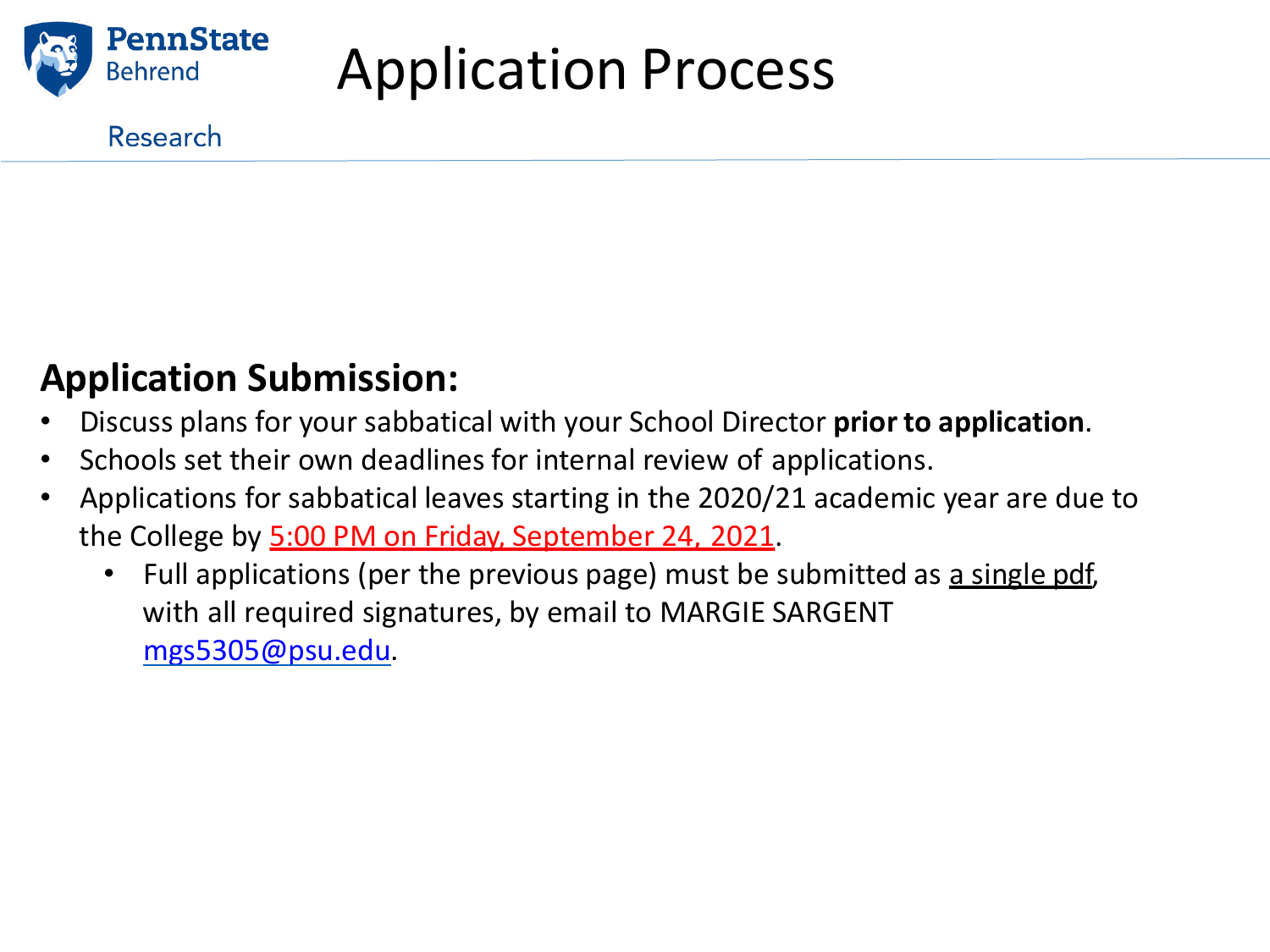# Application Process

## Application Submission:

- Discuss plans for your sabbatical with your School Director **prior to application**.
- Schools set their own deadlines for internal review of applications.
- Applications for sabbatical leaves starting in the 2020/21 academic year are due to the College by 5:00 PM on Friday, September 24, 2021.
  - Full applications (per the previous page) must be submitted as a single pdf, with all required signatures, by email to MARGIE SARGENT mgs5305@psu.edu.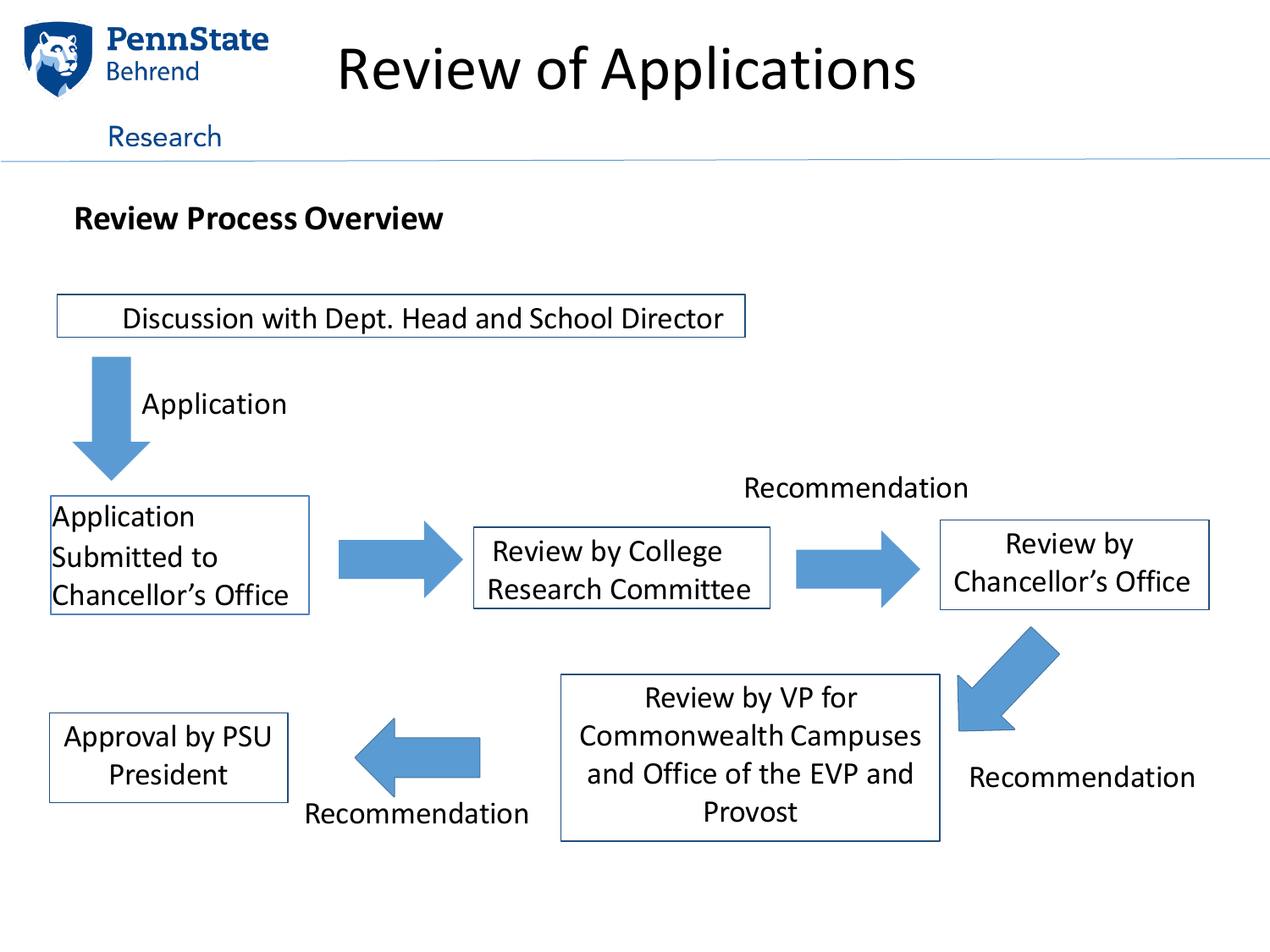# Review of Applications

Research

## Review Process Overview

Discussion with Dept. Head and School Director

↓ Application

Application Submitted to Chancellor's Office → Review by College Research Committee → (Recommendation) → Review by Chancellor's Office

↓ Recommendation

Review by VP for Commonwealth Campuses and Office of the EVP and Provost

← Recommendation

Approval by PSU President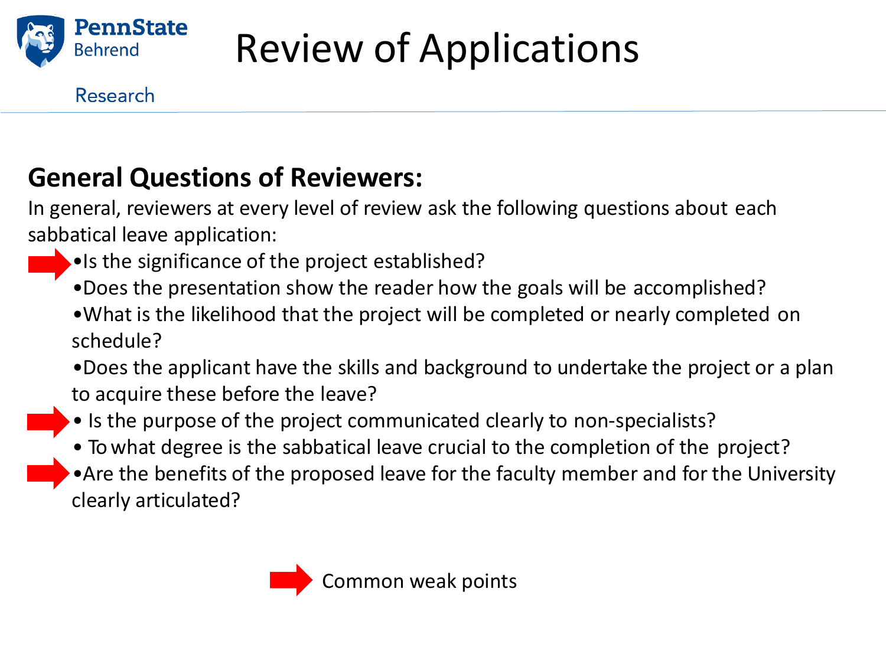# Review of Applications

Research

## General Questions of Reviewers:

In general, reviewers at every level of review ask the following questions about each sabbatical leave application:

- ➡ Is the significance of the project established?
- Does the presentation show the reader how the goals will be accomplished?
- What is the likelihood that the project will be completed or nearly completed on schedule?
- Does the applicant have the skills and background to undertake the project or a plan to acquire these before the leave?
- ➡ Is the purpose of the project communicated clearly to non-specialists?
- To what degree is the sabbatical leave crucial to the completion of the project?
- ➡ Are the benefits of the proposed leave for the faculty member and for the University clearly articulated?

➡ Common weak points